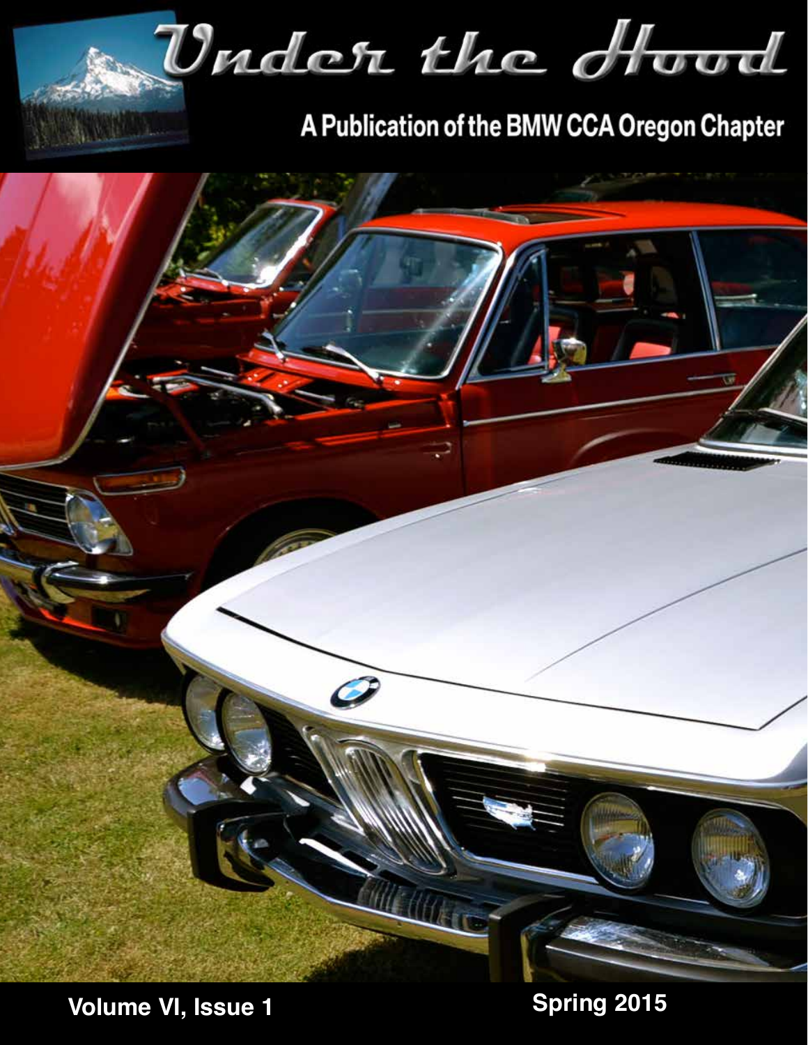# Under the Hood

## A Publication of the BMW CCA Oregon Chapter

**Volume VI, Issue 1**

**Spring 2015**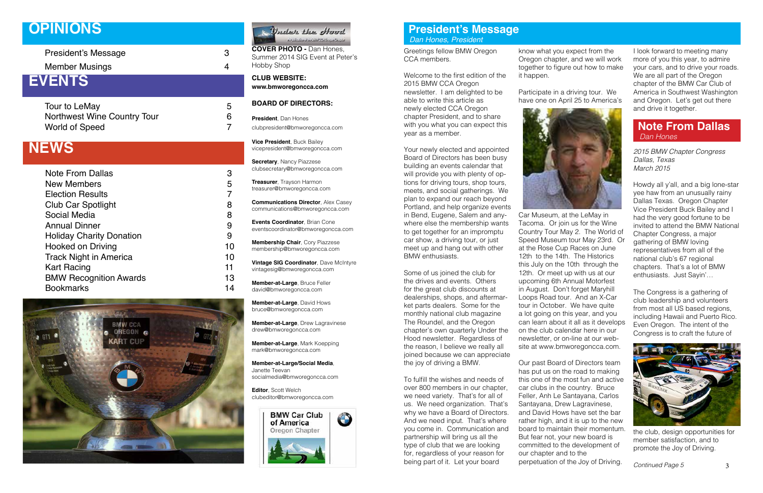# OPINIONS

| | |
|---|---|
| President's Message | 3 |
| Member Musings | 4 |

# EVENTS

| | |
|---|---|
| Tour to LeMay | 5 |
| Northwest Wine Country Tour | 6 |
| World of Speed | 7 |

# NEWS

| | |
|---|---|
| Note From Dallas | 3 |
| New Members | 5 |
| Election Results | 7 |
| Club Car Spotlight | 8 |
| Social Media | 8 |
| Annual Dinner | 9 |
| Holiday Charity Donation | 9 |
| Hooked on Driving | 10 |
| Track Night in America | 10 |
| Kart Racing | 11 |
| BMW Recognition Awards | 13 |
| Bookmarks | 14 |

**COVER PHOTO -** Dan Hones, Summer 2014 SIG Event at Peter's Hobby Shop

**CLUB WEBSITE:**
**www.bmworegoncca.com**

**BOARD OF DIRECTORS:**

**President**, Dan Hones
clubpresident@bmworegoncca.com

**Vice President**, Buck Bailey
vicepresident@bmworegoncca.com

**Secretary**, Nancy Piazzese
clubsecretary@bmworegoncca.com

**Treasurer**, Trayson Harmon
treasurer@bmworegoncca.com

**Communications Director**, Alex Casey
communications@bmworegoncca.com

**Events Coordinator**, Brian Cone
eventscoordinator@bmworegoncca.com

**Membership Chair**, Cory Piazzese
membership@bmworegoncca.com

**Vintage SIG Coordinator**, Dave McIntyre
vintagesig@bmworegoncca.com

**Member-at-Large**, Bruce Feller
david@bmworegoncca.com

**Member-at-Large**, David Hows
bruce@bmworegoncca.com

**Member-at-Large**, Drew Lagravinese
drew@bmworegoncca.com

**Member-at-Large**, Mark Koepping
mark@bmworegoncca.com

**Member-at-Large/Social Media**, Janette Teevan
socialmedia@bmworegoncca.com

**Editor**, Scott Welch
clubeditor@bmworegoncca.com

## President's Message

*Dan Hones, President*

Greetings fellow BMW Oregon CCA members.

Welcome to the first edition of the 2015 BMW CCA Oregon newsletter. I am delighted to be able to write this article as newly elected CCA Oregon chapter President, and to share with you what you can expect this year as a member.

Your newly elected and appointed Board of Directors has been busy building an events calendar that will provide you with plenty of options for driving tours, shop tours, meets, and social gatherings. We plan to expand our reach beyond Portland, and help organize events in Bend, Eugene, Salem and anywhere else the membership wants to get together for an impromptu car show, a driving tour, or just meet up and hang out with other BMW enthusiasts.

Some of us joined the club for the drives and events. Others for the great club discounts at dealerships, shops, and aftermarket parts dealers. Some for the monthly national club magazine The Roundel, and the Oregon chapter's own quarterly Under the Hood newsletter. Regardless of the reason, I believe we really all joined because we can appreciate the joy of driving a BMW.

To fulfill the wishes and needs of over 800 members in our chapter, we need variety. That's for all of us. We need organization. That's why we have a Board of Directors. And we need input. That's where you come in. Communication and partnership will bring us all the type of club that we are looking for, regardless of your reason for being part of it. Let your board know what you expect from the Oregon chapter, and we will work together to figure out how to make it happen.

Participate in a driving tour. We have one on April 25 to America's Car Museum, at the LeMay in Tacoma. Or join us for the Wine Country Tour May 2. The World of Speed Museum tour May 23rd. Or at the Rose Cup Races on June 12th to the 14th. The Historics this July on the 10th through the 12th. Or meet up with us at our upcoming 6th Annual Motorfest in August. Don't forget Maryhill Loops Road tour. And an X-Car tour in October. We have quite a lot going on this year, and you can learn about it all as it develops on the club calendar here in our newsletter, or on-line at our website at www.bmworegoncca.com.

Our past Board of Directors team has put us on the road to making this one of the most fun and active car clubs in the country. Bruce Feller, Anh Le Santayana, Carlos Santayana, Drew Lagravinese, and David Hows have set the bar rather high, and it is up to the new board to maintain their momentum. But fear not, your new board is committed to the development of our chapter and to the perpetuation of the Joy of Driving.

I look forward to meeting many more of you this year, to admire your cars, and to drive your roads. We are all part of the Oregon chapter of the BMW Car Club of America in Southwest Washington and Oregon. Let's get out there and drive it together.

## Note From Dallas

*Dan Hones*

*2015 BMW Chapter Congress*
*Dallas, Texas*
*March 2015*

Howdy all y'all, and a big lone-star yee haw from an unusually rainy Dallas Texas. Oregon Chapter Vice President Buck Bailey and I had the very good fortune to be invited to attend the BMW National Chapter Congress, a major gathering of BMW loving representatives from all of the national club's 67 regional chapters. That's a lot of BMW enthusiasts. Just Sayin'…

The Congress is a gathering of club leadership and volunteers from most all US based regions, including Hawaii and Puerto Rico. Even Oregon. The intent of the Congress is to craft the future of the club, design opportunities for member satisfaction, and to promote the Joy of Driving.

*Continued Page 5*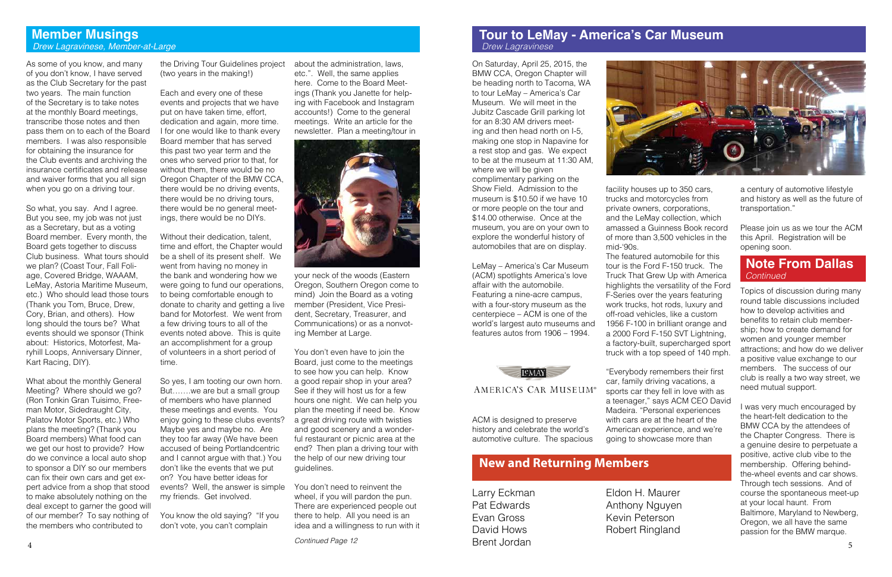## Member Musings

*Drew Lagravinese, Member-at-Large*

As some of you know, and many of you don't know, I have served as the Club Secretary for the past two years. The main function of the Secretary is to take notes at the monthly Board meetings, transcribe those notes and then pass them on to each of the Board members. I was also responsible for obtaining the insurance for the Club events and archiving the insurance certificates and release and waiver forms that you all sign when you go on a driving tour.

So what, you say. And I agree. But you see, my job was not just as a Secretary, but as a voting Board member. Every month, the Board gets together to discuss Club business. What tours should we plan? (Coast Tour, Fall Foliage, Covered Bridge, WAAAM, LeMay, Astoria Maritime Museum, etc.) Who should lead those tours (Thank you Tom, Bruce, Drew, Cory, Brian, and others). How long should the tours be? What events should we sponsor (Think about: Historics, Motorfest, Maryhill Loops, Anniversary Dinner, Kart Racing, DIY).

What about the monthly General Meeting? Where should we go? (Ron Tonkin Gran Tuisimo, Freeman Motor, Sidedraught City, Palatov Motor Sports, etc.) Who plans the meeting? (Thank you Board members) What food can we get our host to provide? How do we convince a local auto shop to sponsor a DIY so our members can fix their own cars and get expert advice from a shop that stood to make absolutely nothing on the deal except to garner the good will of our member? To say nothing of the members who contributed to the Driving Tour Guidelines project (two years in the making!)

Each and every one of these events and projects that we have put on have taken time, effort, dedication and again, more time. I for one would like to thank every Board member that has served this past two year term and the ones who served prior to that, for without them, there would be no Oregon Chapter of the BMW CCA, there would be no driving events, there would be no driving tours, there would be no general meetings, there would be no DIYs.

Without their dedication, talent, time and effort, the Chapter would be a shell of its present shelf. We went from having no money in the bank and wondering how we were going to fund our operations, to being comfortable enough to donate to charity and getting a live band for Motorfest. We went from a few driving tours to all of the events noted above. This is quite an accomplishment for a group of volunteers in a short period of time.

So yes, I am tooting our own horn. But…….we are but a small group of members who have planned these meetings and events. You enjoy going to these clubs events? Maybe yes and maybe no. Are they too far away (We have been accused of being Portlandcentric and I cannot argue with that.) You don't like the events that we put on? You have better ideas for events? Well, the answer is simple my friends. Get involved.

You know the old saying? "If you don't vote, you can't complain about the administration, laws, etc.". Well, the same applies here. Come to the Board Meetings (Thank you Janette for helping with Facebook and Instagram accounts!) Come to the general meetings. Write an article for the newsletter. Plan a meeting/tour in your neck of the woods (Eastern Oregon, Southern Oregon come to mind) Join the Board as a voting member (President, Vice President, Secretary, Treasurer, and Communications) or as a nonvoting Member at Large.

You don't even have to join the Board, just come to the meetings to see how you can help. Know a good repair shop in your area? See if they will host us for a few hours one night. We can help you plan the meeting if need be. Know a great driving route with twisties and good scenery and a wonderful restaurant or picnic area at the end? Then plan a driving tour with the help of our new driving tour guidelines.

You don't need to reinvent the wheel, if you will pardon the pun. There are experienced people out there to help. All you need is an idea and a willingness to run with it

*Continued Page 12*

## Tour to LeMay - America's Car Museum

*Drew Lagravinese*

On Saturday, April 25, 2015, the BMW CCA, Oregon Chapter will be heading north to Tacoma, WA to tour LeMay – America's Car Museum. We will meet in the Jubitz Cascade Grill parking lot for an 8:30 AM drivers meeting and then head north on I-5, making one stop in Napavine for a rest stop and gas. We expect to be at the museum at 11:30 AM, where we will be given complimentary parking on the Show Field. Admission to the museum is $10.50 if we have 10 or more people on the tour and $14.00 otherwise. Once at the museum, you are on your own to explore the wonderful history of automobiles that are on display.

LeMay – America's Car Museum (ACM) spotlights America's love affair with the automobile. Featuring a nine-acre campus, with a four-story museum as the centerpiece – ACM is one of the world's largest auto museums and features autos from 1906 – 1994.

LeMAY AMERICA'S CAR MUSEUM®

ACM is designed to preserve history and celebrate the world's automotive culture. The spacious facility houses up to 350 cars, trucks and motorcycles from private owners, corporations, and the LeMay collection, which amassed a Guinness Book record of more than 3,500 vehicles in the mid-'90s.

The featured automobile for this tour is the Ford F-150 truck. The Truck That Grew Up with America highlights the versatility of the Ford F-Series over the years featuring work trucks, hot rods, luxury and off-road vehicles, like a custom 1956 F-100 in brilliant orange and a 2000 Ford F-150 SVT Lightning, a factory-built, supercharged sport truck with a top speed of 140 mph.

"Everybody remembers their first car, family driving vacations, a sports car they fell in love with as a teenager," says ACM CEO David Madeira. "Personal experiences with cars are at the heart of the American experience, and we're going to showcase more than a century of automotive lifestyle and history as well as the future of transportation."

Please join us as we tour the ACM this April. Registration will be opening soon.

## New and Returning Members

Larry Eckman
Pat Edwards
Evan Gross
David Hows
Brent Jordan
Eldon H. Maurer
Anthony Nguyen
Kevin Peterson
Robert Ringland

## Note From Dallas

*Continued*

Topics of discussion during many round table discussions included how to develop activities and benefits to retain club membership; how to create demand for women and younger member attractions; and how do we deliver a positive value exchange to our members. The success of our club is really a two way street, we need mutual support.

I was very much encouraged by the heart-felt dedication to the BMW CCA by the attendees of the Chapter Congress. There is a genuine desire to perpetuate a positive, active club vibe to the membership. Offering behind-the-wheel events and car shows. Through tech sessions. And of course the spontaneous meet-up at your local haunt. From Baltimore, Maryland to Newberg, Oregon, we all have the same passion for the BMW marque.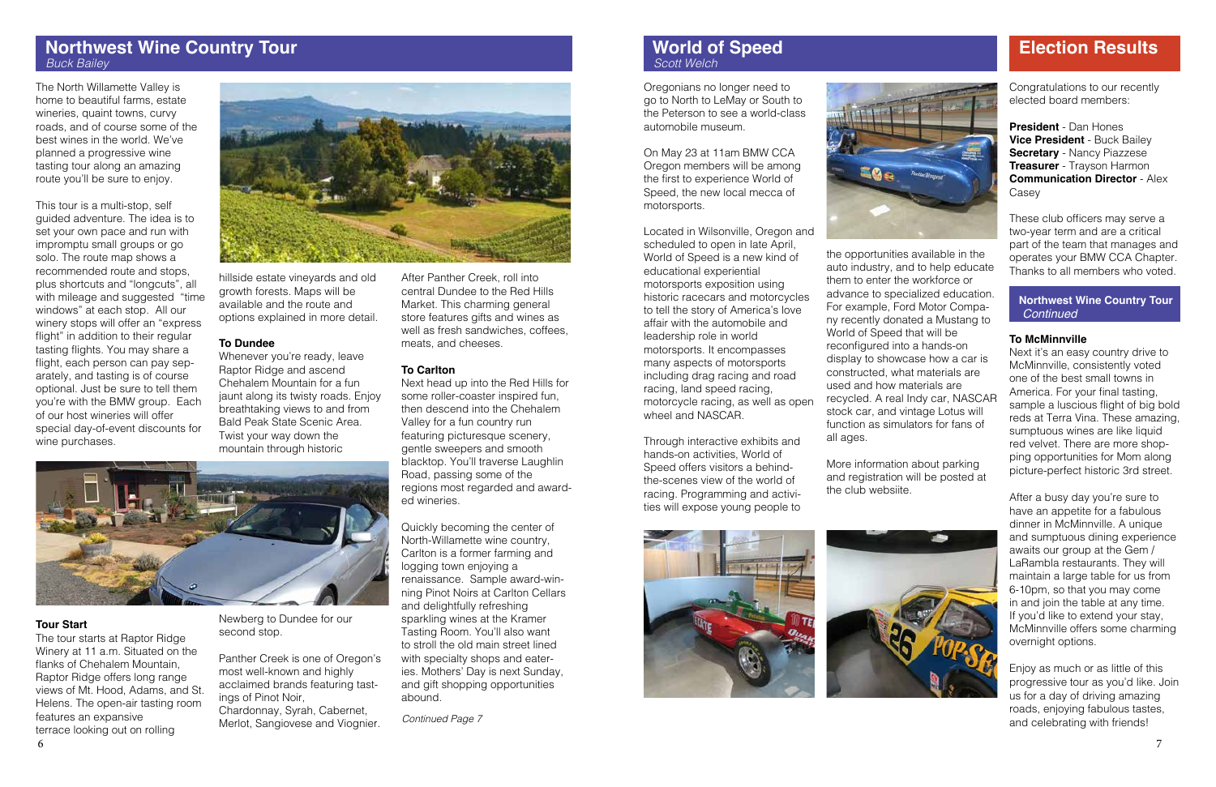## Northwest Wine Country Tour

*Buck Bailey*

The North Willamette Valley is home to beautiful farms, estate wineries, quaint towns, curvy roads, and of course some of the best wines in the world. We've planned a progressive wine tasting tour along an amazing route you'll be sure to enjoy.

This tour is a multi-stop, self guided adventure. The idea is to set your own pace and run with impromptu small groups or go solo. The route map shows a recommended route and stops, plus shortcuts and "longcuts", all with mileage and suggested "time windows" at each stop. All our winery stops will offer an "express flight" in addition to their regular tasting flights. You may share a flight, each person can pay separately, and tasting is of course optional. Just be sure to tell them you're with the BMW group. Each of our host wineries will offer special day-of-event discounts for wine purchases.

### Tour Start

The tour starts at Raptor Ridge Winery at 11 a.m. Situated on the flanks of Chehalem Mountain, Raptor Ridge offers long range views of Mt. Hood, Adams, and St. Helens. The open-air tasting room features an expansive terrace looking out on rolling hillside estate vineyards and old growth forests. Maps will be available and the route and options explained in more detail.

### To Dundee

Whenever you're ready, leave Raptor Ridge and ascend Chehalem Mountain for a fun jaunt along its twisty roads. Enjoy breathtaking views to and from Bald Peak State Scenic Area. Twist your way down the mountain through historic Newberg to Dundee for our second stop.

Panther Creek is one of Oregon's most well-known and highly acclaimed brands featuring tastings of Pinot Noir, Chardonnay, Syrah, Cabernet, Merlot, Sangiovese and Viognier.

After Panther Creek, roll into central Dundee to the Red Hills Market. This charming general store features gifts and wines as well as fresh sandwiches, coffees, meats, and cheeses.

### To Carlton

Next head up into the Red Hills for some roller-coaster inspired fun, then descend into the Chehalem Valley for a fun country run featuring picturesque scenery, gentle sweepers and smooth blacktop. You'll traverse Laughlin Road, passing some of the regions most regarded and awarded wineries.

Quickly becoming the center of North-Willamette wine country, Carlton is a former farming and logging town enjoying a renaissance. Sample award-winning Pinot Noirs at Carlton Cellars and delightfully refreshing sparkling wines at the Kramer Tasting Room. You'll also want to stroll the old main street lined with specialty shops and eateries. Mothers' Day is next Sunday, and gift shopping opportunities abound.

*Continued Page 7*

## World of Speed

*Scott Welch*

Oregonians no longer need to go to North to LeMay or South to the Peterson to see a world-class automobile museum.

On May 23 at 11am BMW CCA Oregon members will be among the first to experience World of Speed, the new local mecca of motorsports.

Located in Wilsonville, Oregon and scheduled to open in late April, World of Speed is a new kind of educational experiential motorsports exposition using historic racecars and motorcycles to tell the story of America's love affair with the automobile and leadership role in world motorsports. It encompasses many aspects of motorsports including drag racing and road racing, land speed racing, motorcycle racing, as well as open wheel and NASCAR.

Through interactive exhibits and hands-on activities, World of Speed offers visitors a behind-the-scenes view of the world of racing. Programming and activities will expose young people to the opportunities available in the auto industry, and to help educate them to enter the workforce or advance to specialized education. For example, Ford Motor Company recently donated a Mustang to World of Speed that will be reconfigured into a hands-on display to showcase how a car is constructed, what materials are used and how materials are recycled. A real Indy car, NASCAR stock car, and vintage Lotus will function as simulators for fans of all ages.

More information about parking and registration will be posted at the club websiite.

## Election Results

Congratulations to our recently elected board members:

**President** - Dan Hones
**Vice President** - Buck Bailey
**Secretary** - Nancy Piazzese
**Treasurer** - Trayson Harmon
**Communication Director** - Alex Casey

These club officers may serve a two-year term and are a critical part of the team that manages and operates your BMW CCA Chapter. Thanks to all members who voted.

## Northwest Wine Country Tour

*Continued*

### To McMinnville

Next it's an easy country drive to McMinnville, consistently voted one of the best small towns in America. For your final tasting, sample a luscious flight of big bold reds at Terra Vina. These amazing, sumptuous wines are like liquid red velvet. There are more shopping opportunities for Mom along picture-perfect historic 3rd street.

After a busy day you're sure to have an appetite for a fabulous dinner in McMinnville. A unique and sumptuous dining experience awaits our group at the Gem / LaRambla restaurants. They will maintain a large table for us from 6-10pm, so that you may come in and join the table at any time. If you'd like to extend your stay, McMinnville offers some charming overnight options.

Enjoy as much or as little of this progressive tour as you'd like. Join us for a day of driving amazing roads, enjoying fabulous tastes, and celebrating with friends!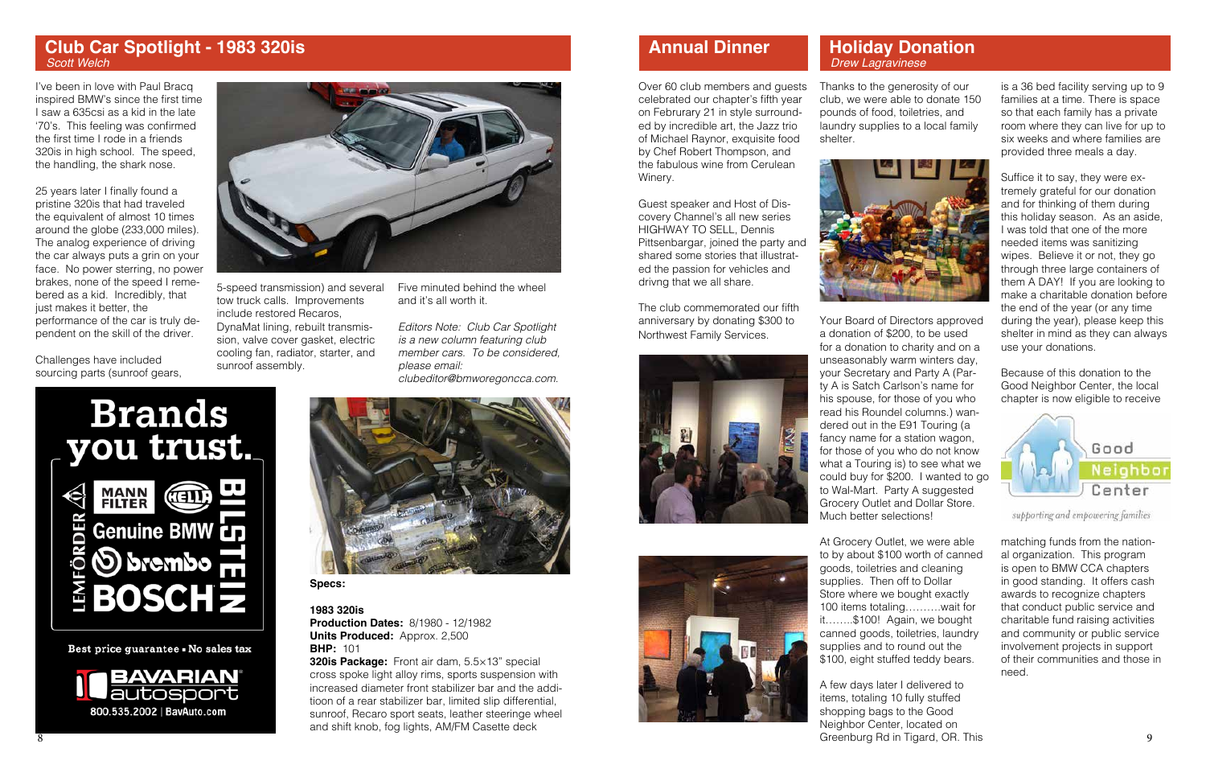## Club Car Spotlight - 1983 320is

*Scott Welch*

I've been in love with Paul Bracq inspired BMW's since the first time I saw a 635csi as a kid in the late '70's. This feeling was confirmed the first time I rode in a friends 320is in high school. The speed, the handling, the shark nose.

25 years later I finally found a pristine 320is that had traveled the equivalent of almost 10 times around the globe (233,000 miles). The analog experience of driving the car always puts a grin on your face. No power sterring, no power brakes, none of the speed I remebered as a kid. Incredibly, that just makes it better, the performance of the car is truly dependent on the skill of the driver.

Challenges have included sourcing parts (sunroof gears, 5-speed transmission) and several tow truck calls. Improvements include restored Recaros, DynaMat lining, rebuilt transmission, valve cover gasket, electric cooling fan, radiator, starter, and sunroof assembly.

Five minuted behind the wheel and it's all worth it.

*Editors Note: Club Car Spotlight is a new column featuring club member cars. To be considered, please email: clubeditor@bmworegoncca.com.*

**Specs:**

**1983 320is**
**Production Dates:** 8/1980 - 12/1982
**Units Produced:** Approx. 2,500
**BHP:** 101
**320is Package:** Front air dam, 5.5×13" special cross spoke light alloy rims, sports suspension with increased diameter front stabilizer bar and the additioon of a rear stabilizer bar, limited slip differential, sunroof, Recaro sport seats, leather steeringe wheel and shift knob, fog lights, AM/FM Casette deck

**Brands you trust.**

LEMFÖRDER · MANN FILTER · HELLA · Genuine BMW · brembo · BOSCH · BILSTEIN

Best price guarantee • No sales tax

BAVARIAN autosport
800.535.2002 | BavAuto.com

## Annual Dinner

Over 60 club members and guests celebrated our chapter's fifth year on Februrary 21 in style surrounded by incredible art, the Jazz trio of Michael Raynor, exquisite food by Chef Robert Thompson, and the fabulous wine from Cerulean Winery.

Guest speaker and Host of Discovery Channel's all new series HIGHWAY TO SELL, Dennis Pittsenbargar, joined the party and shared some stories that illustrated the passion for vehicles and drivng that we all share.

The club commemorated our fifth anniversary by donating $300 to Northwest Family Services.

## Holiday Donation

*Drew Lagravinese*

Thanks to the generosity of our club, we were able to donate 150 pounds of food, toiletries, and laundry supplies to a local family shelter.

Your Board of Directors approved a donation of $200, to be used for a donation to charity and on a unseasonably warm winters day, your Secretary and Party A (Party A is Satch Carlson's name for his spouse, for those of you who read his Roundel columns.) wandered out in the E91 Touring (a fancy name for a station wagon, for those of you who do not know what a Touring is) to see what we could buy for $200. I wanted to go to Wal-Mart. Party A suggested Grocery Outlet and Dollar Store. Much better selections!

At Grocery Outlet, we were able to by about $100 worth of canned goods, toiletries and cleaning supplies. Then off to Dollar Store where we bought exactly 100 items totaling……….wait for it……..$100! Again, we bought canned goods, toiletries, laundry supplies and to round out the $100, eight stuffed teddy bears.

A few days later I delivered to items, totaling 10 fully stuffed shopping bags to the Good Neighbor Center, located on Greenburg Rd in Tigard, OR. This is a 36 bed facility serving up to 9 families at a time. There is space so that each family has a private room where they can live for up to six weeks and where families are provided three meals a day.

Suffice it to say, they were extremely grateful for our donation and for thinking of them during this holiday season. As an aside, I was told that one of the more needed items was sanitizing wipes. Believe it or not, they go through three large containers of them A DAY! If you are looking to make a charitable donation before the end of the year (or any time during the year), please keep this shelter in mind as they can always use your donations.

Because of this donation to the Good Neighbor Center, the local chapter is now eligible to receive matching funds from the national organization. This program is open to BMW CCA chapters in good standing. It offers cash awards to recognize chapters that conduct public service and charitable fund raising activities and community or public service involvement projects in support of their communities and those in need.

Good Neighbor Center
*supporting and empowering families*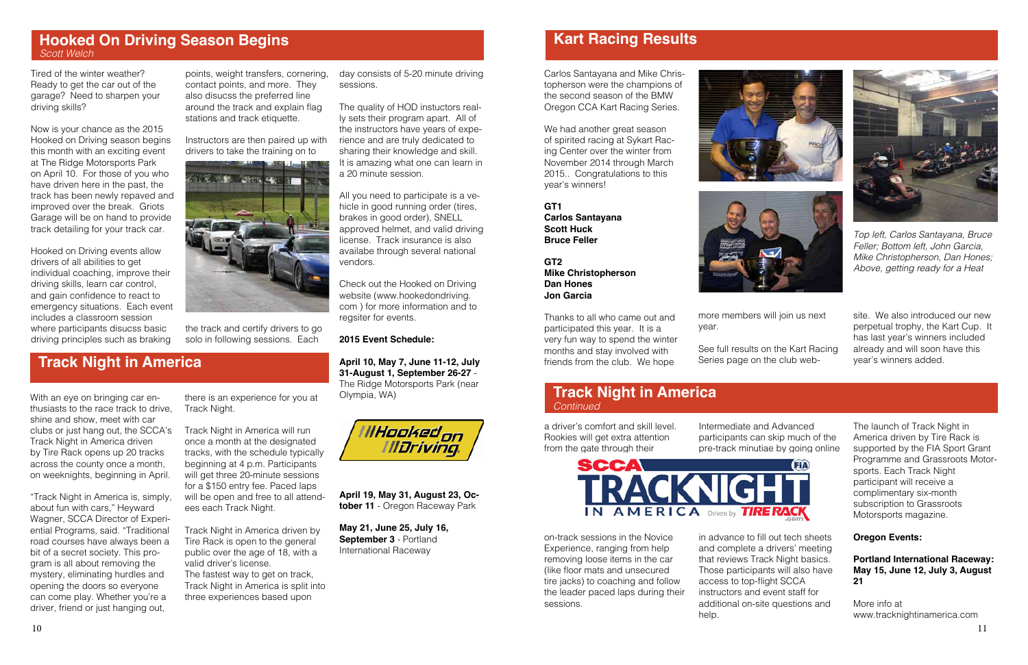## Hooked On Driving Season Begins

*Scott Welch*

Tired of the winter weather? Ready to get the car out of the garage? Need to sharpen your driving skills?

Now is your chance as the 2015 Hooked on Driving season begins this month with an exciting event at The Ridge Motorsports Park on April 10. For those of you who have driven here in the past, the track has been newly repaved and improved over the break. Griots Garage will be on hand to provide track detailing for your track car.

Hooked on Driving events allow drivers of all abilities to get individual coaching, improve their driving skills, learn car control, and gain confidence to react to emergency situations. Each event includes a classroom session where participants disucss basic driving principles such as braking points, weight transfers, cornering, contact points, and more. They also disucss the preferred line around the track and explain flag stations and track etiquette.

Instructors are then paired up with drivers to take the training on to the track and certify drivers to go solo in following sessions. Each day consists of 5-20 minute driving sessions.

The quality of HOD instuctors really sets their program apart. All of the instructors have years of experience and are truly dedicated to sharing their knowledge and skill. It is amazing what one can learn in a 20 minute session.

All you need to participate is a vehicle in good running order (tires, brakes in good order), SNELL approved helmet, and valid driving license. Track insurance is also availabe through several national vendors.

Check out the Hooked on Driving website (www.hookedondriving.com ) for more information and to regsiter for events.

**2015 Event Schedule:**

**April 10, May 7, June 11-12, July 31-August 1, September 26-27** - The Ridge Motorsports Park (near Olympia, WA)

**April 19, May 31, August 23, October 11** - Oregon Raceway Park

**May 21, June 25, July 16, September 3** - Portland International Raceway

## Track Night in America

With an eye on bringing car enthusiasts to the race track to drive, shine and show, meet with car clubs or just hang out, the SCCA's Track Night in America driven by Tire Rack opens up 20 tracks across the county once a month, on weeknights, beginning in April.

"Track Night in America is, simply, about fun with cars," Heyward Wagner, SCCA Director of Experiential Programs, said. "Traditional road courses have always been a bit of a secret society. This program is all about removing the mystery, eliminating hurdles and opening the doors so everyone can come play. Whether you're a driver, friend or just hanging out, there is an experience for you at Track Night.

Track Night in America will run once a month at the designated tracks, with the schedule typically beginning at 4 p.m. Participants will get three 20-minute sessions for a $150 entry fee. Paced laps will be open and free to all attendees each Track Night.

Track Night in America driven by Tire Rack is open to the general public over the age of 18, with a valid driver's license.
The fastest way to get on track, Track Night in America is split into three experiences based upon

## Kart Racing Results

Carlos Santayana and Mike Christopherson were the champions of the second season of the BMW Oregon CCA Kart Racing Series.

We had another great season of spirited racing at Sykart Racing Center over the winter from November 2014 through March 2015.. Congratulations to this year's winners!

**GT1**
**Carlos Santayana**
**Scott Huck**
**Bruce Feller**

**GT2**
**Mike Christopherson**
**Dan Hones**
**Jon Garcia**

Thanks to all who came out and participated this year. It is a very fun way to spend the winter months and stay involved with friends from the club. We hope more members will join us next year.

See full results on the Kart Racing Series page on the club website. We also introduced our new perpetual trophy, the Kart Cup. It has last year's winners included already and will soon have this year's winners added.

*Top left, Carlos Santayana, Bruce Feller; Bottom left, John Garcia, Mike Christopherson, Dan Hones; Above, getting ready for a Heat*

## Track Night in America

*Continued*

a driver's comfort and skill level. Rookies will get extra attention from the gate through their on-track sessions in the Novice Experience, ranging from help removing loose items in the car (like floor mats and unsecured tire jacks) to coaching and follow the leader paced laps during their sessions.

Intermediate and Advanced participants can skip much of the pre-track minutiae by going online in advance to fill out tech sheets and complete a drivers' meeting that reviews Track Night basics. Those participants will also have access to top-flight SCCA instructors and event staff for additional on-site questions and help.

The launch of Track Night in America driven by Tire Rack is supported by the FIA Sport Grant Programme and Grassroots Motorsports. Each Track Night participant will receive a complimentary six-month subscription to Grassroots Motorsports magazine.

**Oregon Events:**

**Portland International Raceway: May 15, June 12, July 3, August 21**

More info at www.tracknightinamerica.com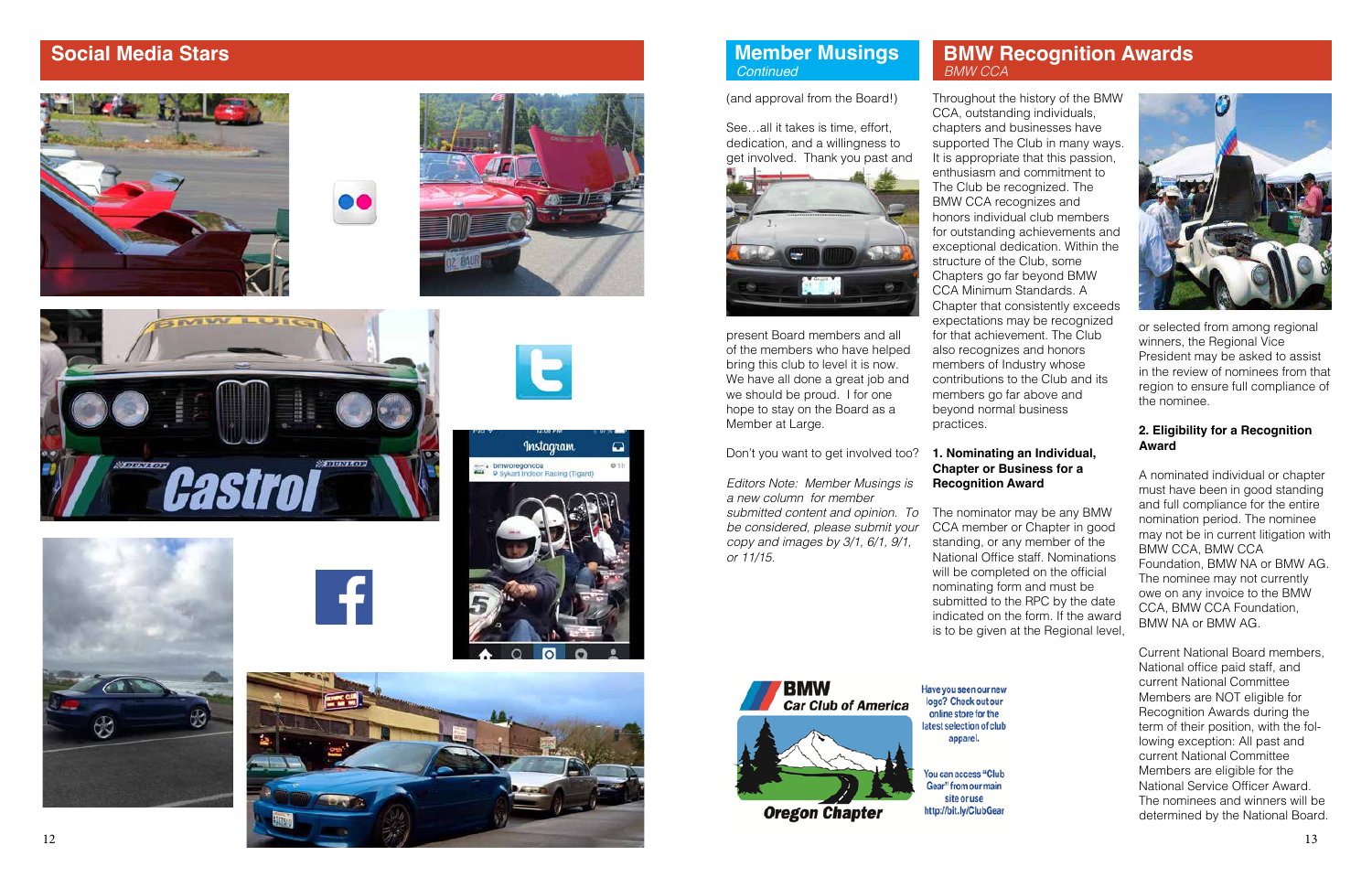## Social Media Stars

## Member Musings
*Continued*

(and approval from the Board!)

See…all it takes is time, effort, dedication, and a willingness to get involved. Thank you past and present Board members and all of the members who have helped bring this club to level it is now. We have all done a great job and we should be proud. I for one hope to stay on the Board as a Member at Large.

Don't you want to get involved too?

*Editors Note: Member Musings is a new column for member submitted content and opinion. To be considered, please submit your copy and images by 3/1, 6/1, 9/1, or 11/15.*

Have you seen our new logo? Check out our online store for the latest selection of club apparel.

You can access "Club Gear" from our main site or use http://bit.ly/ClubGear

## BMW Recognition Awards
*BMW CCA*

Throughout the history of the BMW CCA, outstanding individuals, chapters and businesses have supported The Club in many ways. It is appropriate that this passion, enthusiasm and commitment to The Club be recognized. The BMW CCA recognizes and honors individual club members for outstanding achievements and exceptional dedication. Within the structure of the Club, some Chapters go far beyond BMW CCA Minimum Standards. A Chapter that consistently exceeds expectations may be recognized for that achievement. The Club also recognizes and honors members of Industry whose contributions to the Club and its members go far above and beyond normal business practices.

**1. Nominating an Individual, Chapter or Business for a Recognition Award**

The nominator may be any BMW CCA member or Chapter in good standing, or any member of the National Office staff. Nominations will be completed on the official nominating form and must be submitted to the RPC by the date indicated on the form. If the award is to be given at the Regional level, or selected from among regional winners, the Regional Vice President may be asked to assist in the review of nominees from that region to ensure full compliance of the nominee.

**2. Eligibility for a Recognition Award**

A nominated individual or chapter must have been in good standing and full compliance for the entire nomination period. The nominee may not be in current litigation with BMW CCA, BMW CCA Foundation, BMW NA or BMW AG. The nominee may not currently owe on any invoice to the BMW CCA, BMW CCA Foundation, BMW NA or BMW AG.

Current National Board members, National office paid staff, and current National Committee Members are NOT eligible for Recognition Awards during the term of their position, with the following exception: All past and current National Committee Members are eligible for the National Service Officer Award. The nominees and winners will be determined by the National Board.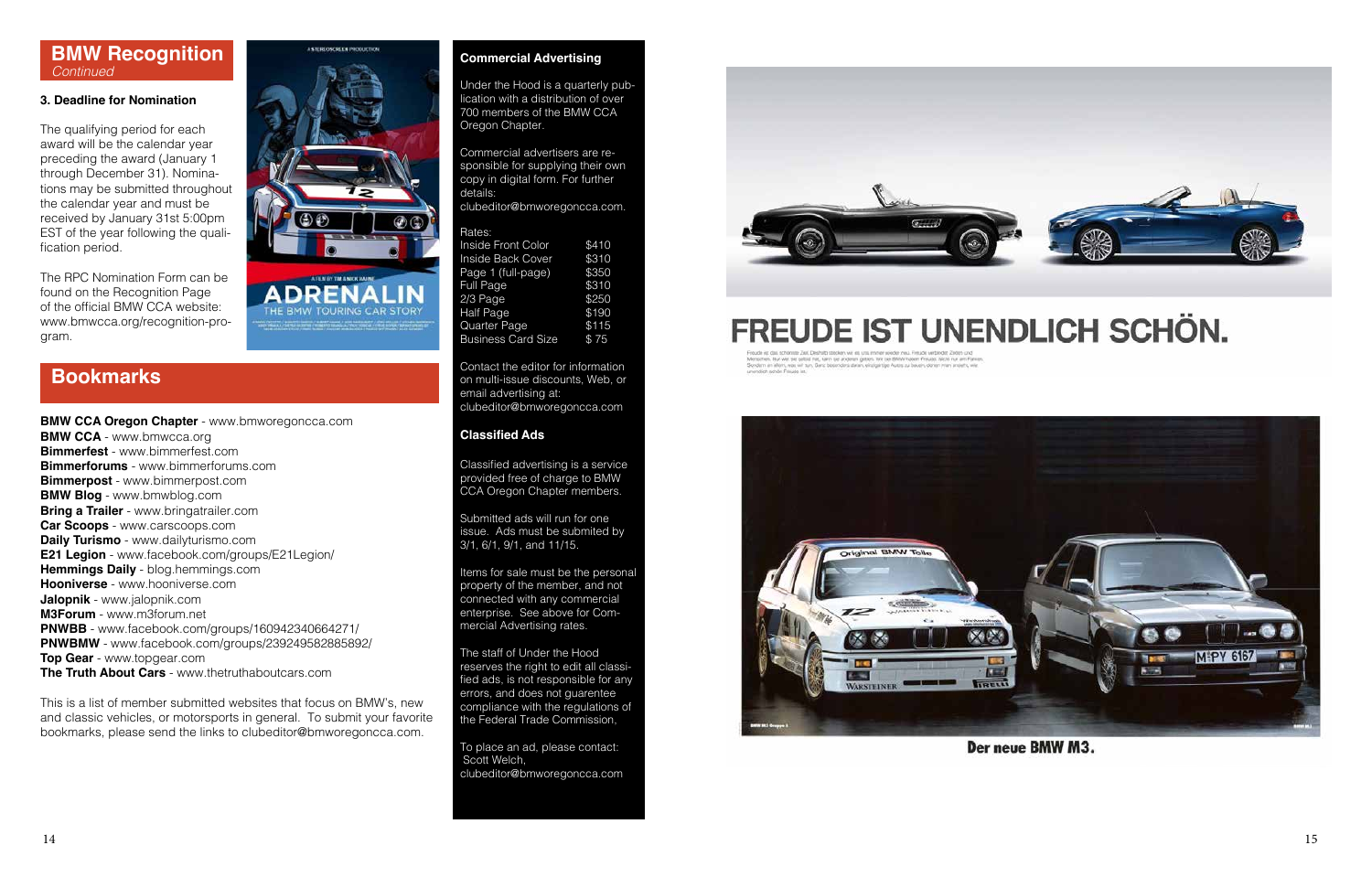## BMW Recognition
*Continued*

### 3. Deadline for Nomination

The qualifying period for each award will be the calendar year preceding the award (January 1 through December 31). Nominations may be submitted throughout the calendar year and must be received by January 31st 5:00pm EST of the year following the qualification period.

The RPC Nomination Form can be found on the Recognition Page of the official BMW CCA website: www.bmwcca.org/recognition-program.

## Bookmarks

**BMW CCA Oregon Chapter** - www.bmworegoncca.com
**BMW CCA** - www.bmwcca.org
**Bimmerfest** - www.bimmerfest.com
**Bimmerforums** - www.bimmerforums.com
**Bimmerpost** - www.bimmerpost.com
**BMW Blog** - www.bmwblog.com
**Bring a Trailer** - www.bringatrailer.com
**Car Scoops** - www.carscoops.com
**Daily Turismo** - www.dailyturismo.com
**E21 Legion** - www.facebook.com/groups/E21Legion/
**Hemmings Daily** - blog.hemmings.com
**Hooniverse** - www.hooniverse.com
**Jalopnik** - www.jalopnik.com
**M3Forum** - www.m3forum.net
**PNWBB** - www.facebook.com/groups/160942340664271/
**PNWBMW** - www.facebook.com/groups/239249582885892/
**Top Gear** - www.topgear.com
**The Truth About Cars** - www.thetruthaboutcars.com

This is a list of member submitted websites that focus on BMW's, new and classic vehicles, or motorsports in general. To submit your favorite bookmarks, please send the links to clubeditor@bmworegoncca.com.

### Commercial Advertising

Under the Hood is a quarterly publication with a distribution of over 700 members of the BMW CCA Oregon Chapter.

Commercial advertisers are responsible for supplying their own copy in digital form. For further details: clubeditor@bmworegoncca.com.

Rates:

| | |
|---|---|
| Inside Front Color | $410 |
| Inside Back Cover | $310 |
| Page 1 (full-page) | $350 |
| Full Page | $310 |
| 2/3 Page | $250 |
| Half Page | $190 |
| Quarter Page | $115 |
| Business Card Size | $ 75 |

Contact the editor for information on multi-issue discounts, Web, or email advertising at: clubeditor@bmworegoncca.com

### Classified Ads

Classified advertising is a service provided free of charge to BMW CCA Oregon Chapter members.

Submitted ads will run for one issue. Ads must be submited by 3/1, 6/1, 9/1, and 11/15.

Items for sale must be the personal property of the member, and not connected with any commercial enterprise. See above for Commercial Advertising rates.

The staff of Under the Hood reserves the right to edit all classified ads, is not responsible for any errors, and does not guarentee compliance with the regulations of the Federal Trade Commission,

To place an ad, please contact: Scott Welch, clubeditor@bmworegoncca.com

# FREUDE IST UNENDLICH SCHÖN.

**Der neue BMW M3.**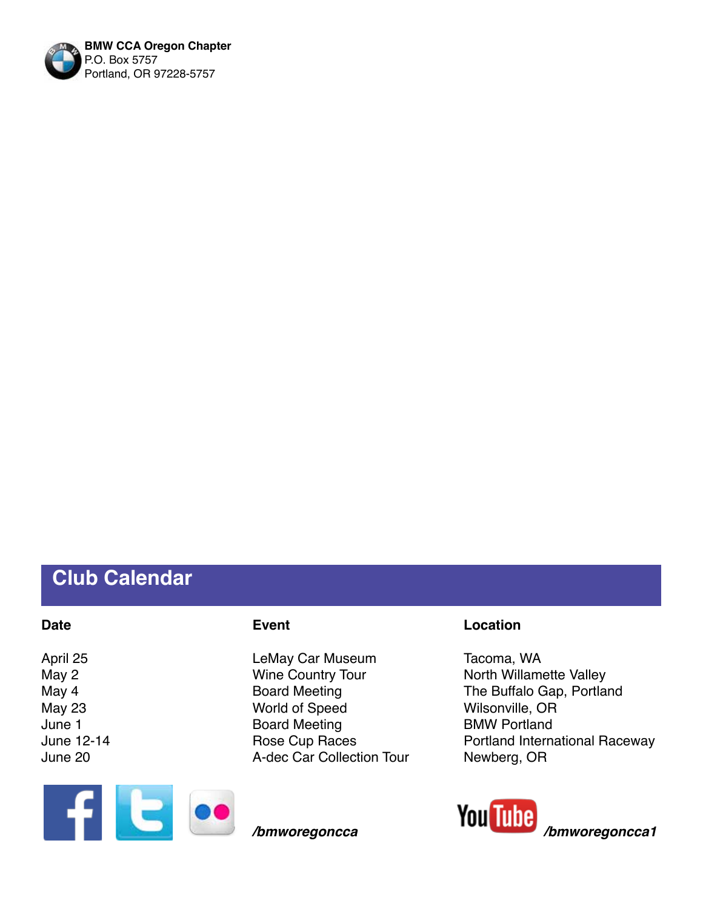**BMW CCA Oregon Chapter**
P.O. Box 5757
Portland, OR 97228-5757

## Club Calendar

| Date | Event | Location |
|---|---|---|
| April 25 | LeMay Car Museum | Tacoma, WA |
| May 2 | Wine Country Tour | North Willamette Valley |
| May 4 | Board Meeting | The Buffalo Gap, Portland |
| May 23 | World of Speed | Wilsonville, OR |
| June 1 | Board Meeting | BMW Portland |
| June 12-14 | Rose Cup Races | Portland International Raceway |
| June 20 | A-dec Car Collection Tour | Newberg, OR |

***/bmworegoncca***

YouTube ***/bmworegoncca1***